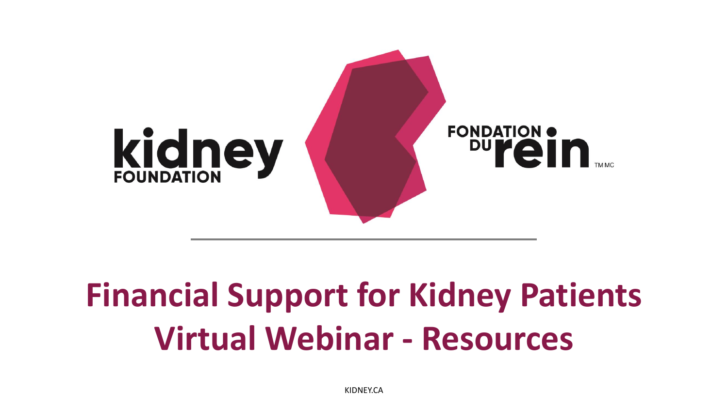kidney FOUNDATION

FONDATION DU rein TM MC

# Financial Support for Kidney Patients Virtual Webinar - Resources

KIDNEY.CA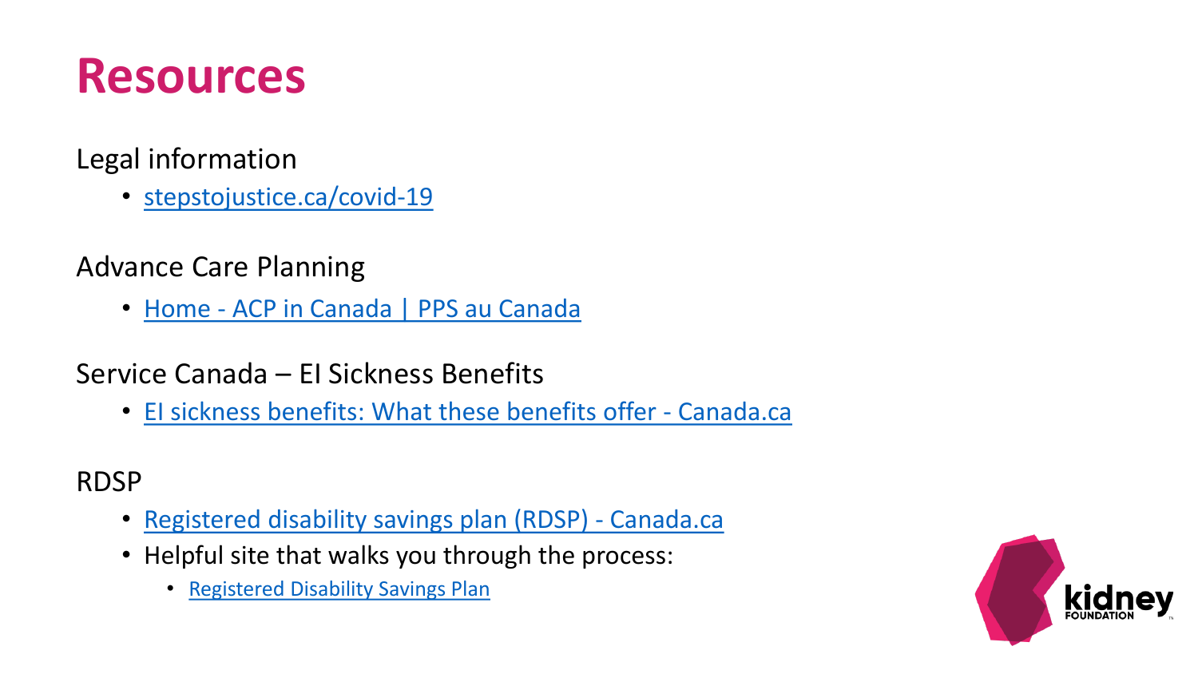# Resources

Legal information

- stepstojustice.ca/covid-19

Advance Care Planning

- Home - ACP in Canada | PPS au Canada

Service Canada – EI Sickness Benefits

- EI sickness benefits: What these benefits offer - Canada.ca

RDSP

- Registered disability savings plan (RDSP) - Canada.ca
- Helpful site that walks you through the process:
  - Registered Disability Savings Plan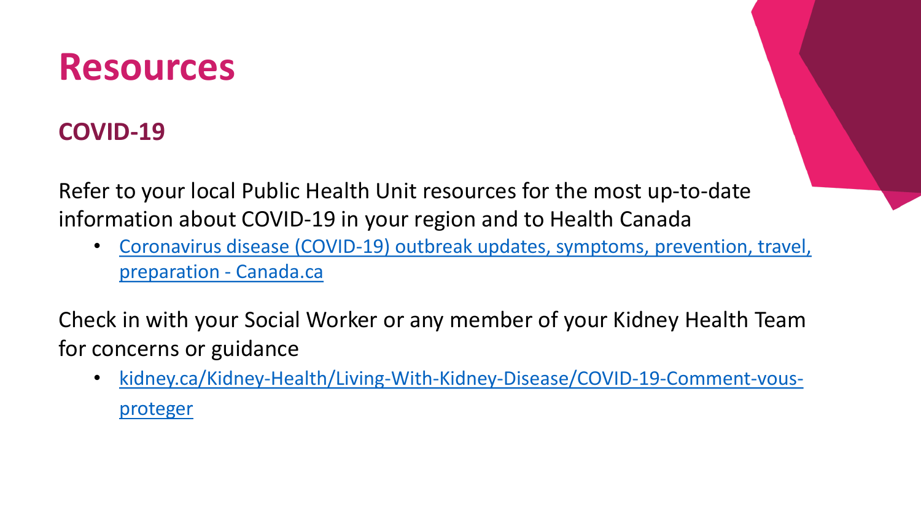# Resources

## COVID-19

Refer to your local Public Health Unit resources for the most up-to-date information about COVID-19 in your region and to Health Canada

- Coronavirus disease (COVID-19) outbreak updates, symptoms, prevention, travel, preparation - Canada.ca

Check in with your Social Worker or any member of your Kidney Health Team for concerns or guidance

- kidney.ca/Kidney-Health/Living-With-Kidney-Disease/COVID-19-Comment-vous-proteger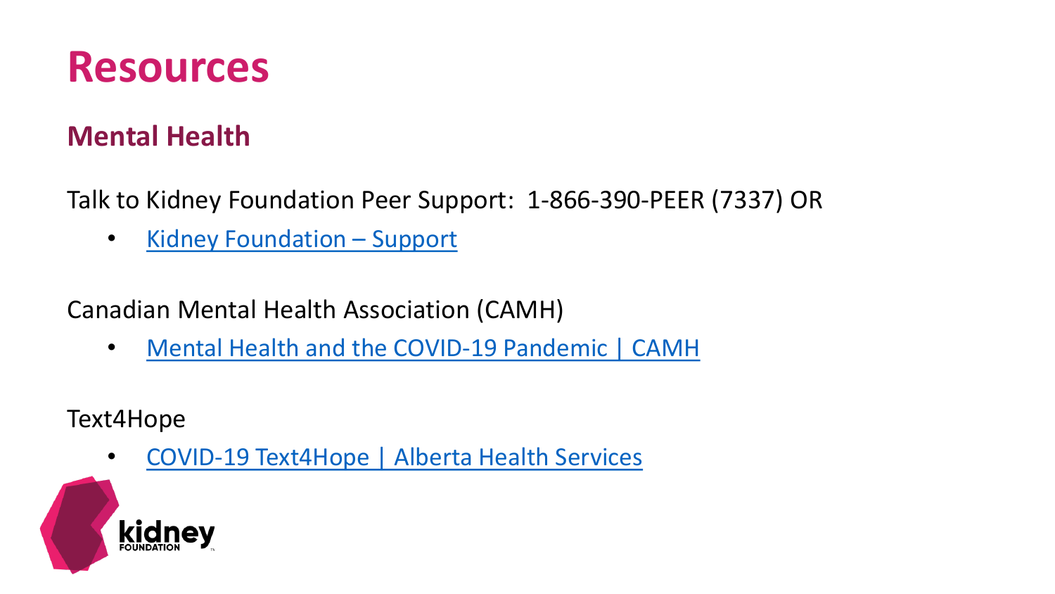# Resources

## Mental Health

Talk to Kidney Foundation Peer Support: 1-866-390-PEER (7337) OR

- Kidney Foundation – Support

Canadian Mental Health Association (CAMH)

- Mental Health and the COVID-19 Pandemic | CAMH

Text4Hope

- COVID-19 Text4Hope | Alberta Health Services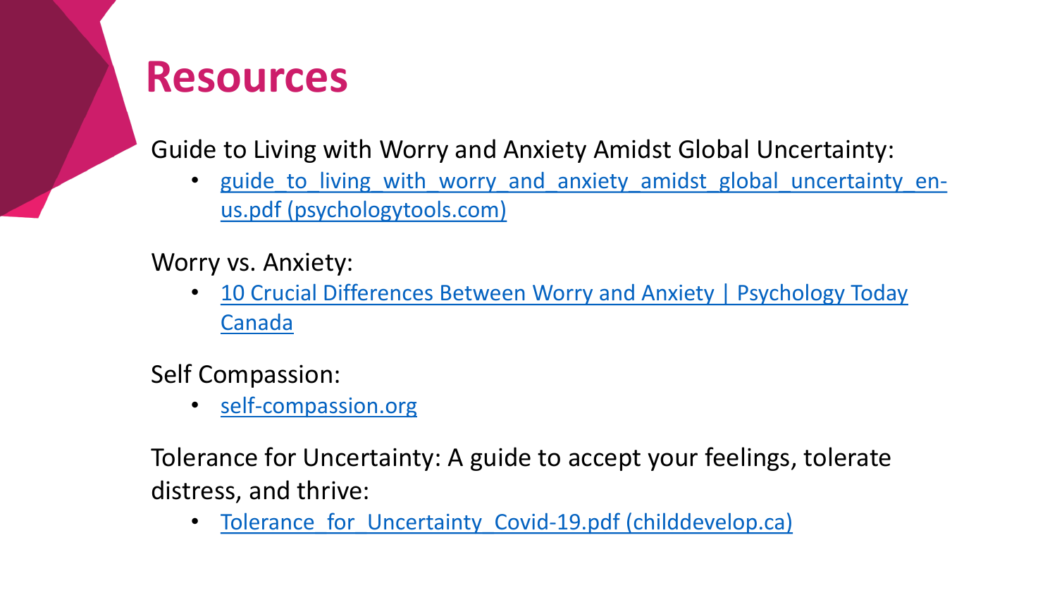# Resources

Guide to Living with Worry and Anxiety Amidst Global Uncertainty:

- guide_to_living_with_worry_and_anxiety_amidst_global_uncertainty_en-us.pdf (psychologytools.com)

Worry vs. Anxiety:

- 10 Crucial Differences Between Worry and Anxiety | Psychology Today Canada

Self Compassion:

- self-compassion.org

Tolerance for Uncertainty: A guide to accept your feelings, tolerate distress, and thrive:

- Tolerance_for_Uncertainty_Covid-19.pdf (childdevelop.ca)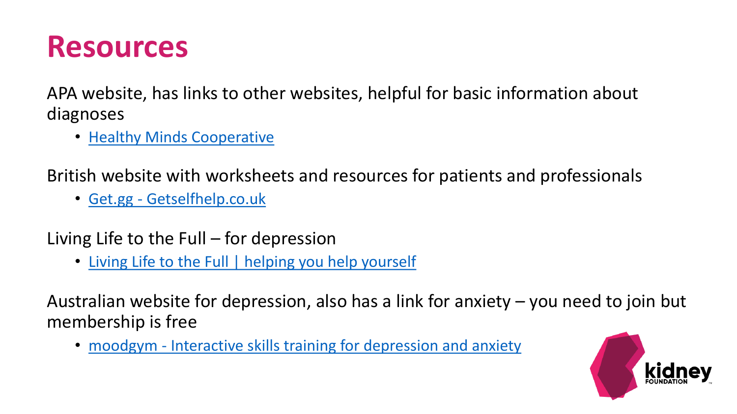# Resources

APA website, has links to other websites, helpful for basic information about diagnoses

- Healthy Minds Cooperative

British website with worksheets and resources for patients and professionals

- Get.gg - Getselfhelp.co.uk

Living Life to the Full – for depression

- Living Life to the Full | helping you help yourself

Australian website for depression, also has a link for anxiety – you need to join but membership is free

- moodgym - Interactive skills training for depression and anxiety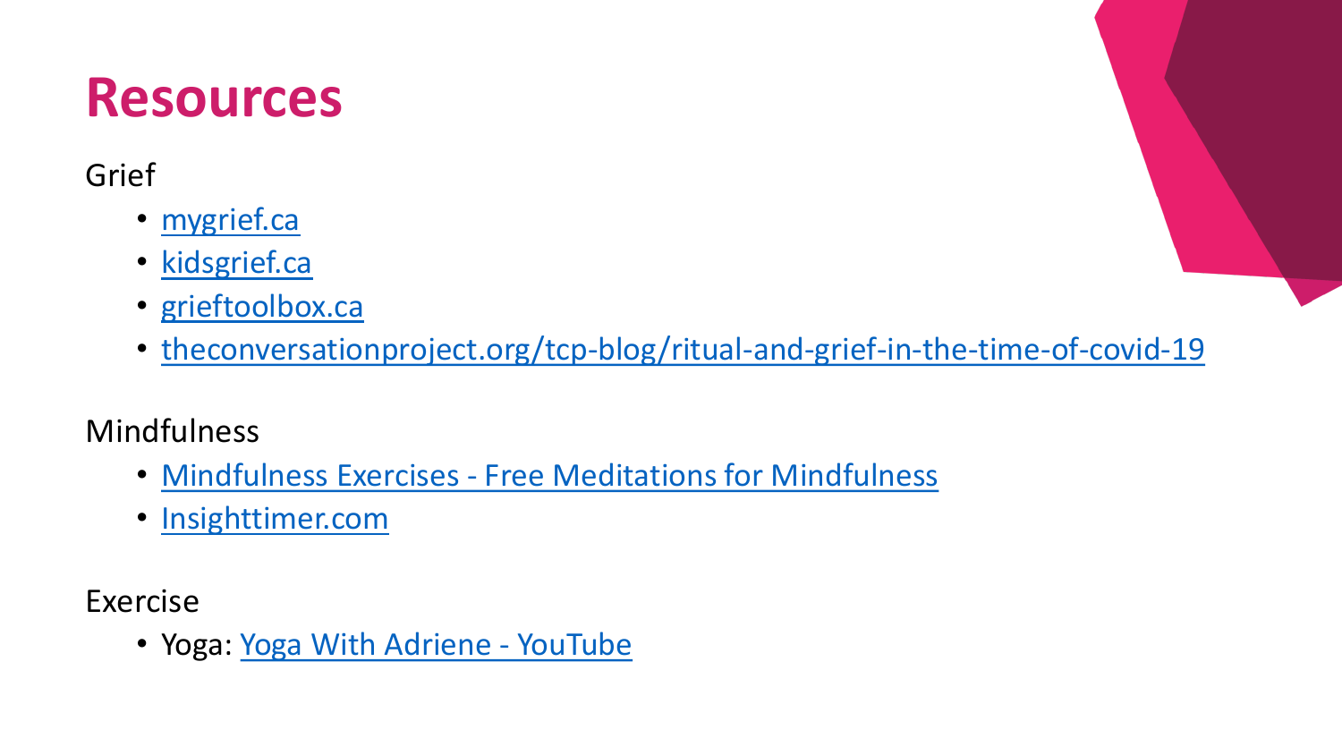# Resources

Grief

- mygrief.ca
- kidsgrief.ca
- grieftoolbox.ca
- theconversationproject.org/tcp-blog/ritual-and-grief-in-the-time-of-covid-19

Mindfulness

- Mindfulness Exercises - Free Meditations for Mindfulness
- Insighttimer.com

Exercise

- Yoga: Yoga With Adriene - YouTube